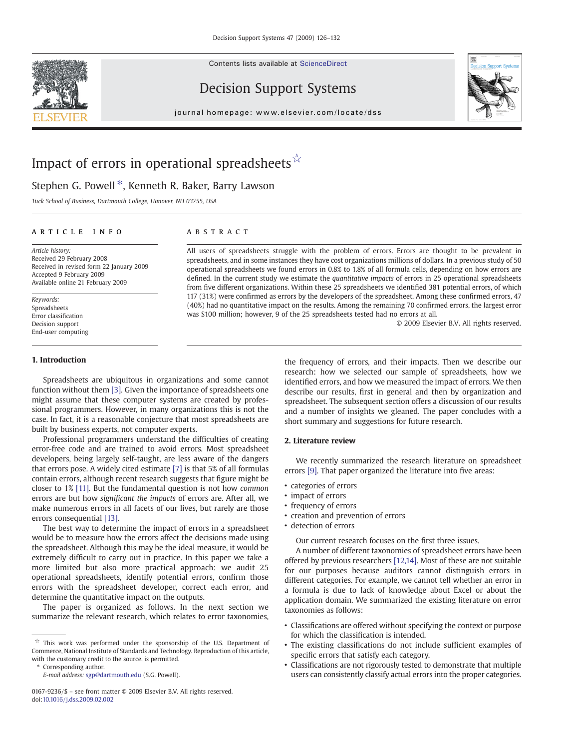# Impact of errors in operational spreadsheets ☆

Stephen G. Powell *, Kenneth R. Baker, Barry Lawson

*Tuck School of Business, Dartmouth College, Hanover, NH 03755, USA*

## ARTICLE INFO

*Article history:*
Received 29 February 2008
Received in revised form 22 January 2009
Accepted 9 February 2009
Available online 21 February 2009

*Keywords:*
Spreadsheets
Error classification
Decision support
End-user computing

## ABSTRACT

All users of spreadsheets struggle with the problem of errors. Errors are thought to be prevalent in spreadsheets, and in some instances they have cost organizations millions of dollars. In a previous study of 50 operational spreadsheets we found errors in 0.8% to 1.8% of all formula cells, depending on how errors are defined. In the current study we estimate the *quantitative impacts* of errors in 25 operational spreadsheets from five different organizations. Within these 25 spreadsheets we identified 381 potential errors, of which 117 (31%) were confirmed as errors by the developers of the spreadsheet. Among these confirmed errors, 47 (40%) had no quantitative impact on the results. Among the remaining 70 confirmed errors, the largest error was $100 million; however, 9 of the 25 spreadsheets tested had no errors at all.

© 2009 Elsevier B.V. All rights reserved.

## 1. Introduction

Spreadsheets are ubiquitous in organizations and some cannot function without them [3]. Given the importance of spreadsheets one might assume that these computer systems are created by professional programmers. However, in many organizations this is not the case. In fact, it is a reasonable conjecture that most spreadsheets are built by business experts, not computer experts.

Professional programmers understand the difficulties of creating error-free code and are trained to avoid errors. Most spreadsheet developers, being largely self-taught, are less aware of the dangers that errors pose. A widely cited estimate [7] is that 5% of all formulas contain errors, although recent research suggests that figure might be closer to 1% [11]. But the fundamental question is not how *common* errors are but how *significant the impacts* of errors are. After all, we make numerous errors in all facets of our lives, but rarely are those errors consequential [13].

The best way to determine the impact of errors in a spreadsheet would be to measure how the errors affect the decisions made using the spreadsheet. Although this may be the ideal measure, it would be extremely difficult to carry out in practice. In this paper we take a more limited but also more practical approach: we audit 25 operational spreadsheets, identify potential errors, confirm those errors with the spreadsheet developer, correct each error, and determine the quantitative impact on the outputs.

The paper is organized as follows. In the next section we summarize the relevant research, which relates to error taxonomies, the frequency of errors, and their impacts. Then we describe our research: how we selected our sample of spreadsheets, how we identified errors, and how we measured the impact of errors. We then describe our results, first in general and then by organization and spreadsheet. The subsequent section offers a discussion of our results and a number of insights we gleaned. The paper concludes with a short summary and suggestions for future research.

## 2. Literature review

We recently summarized the research literature on spreadsheet errors [9]. That paper organized the literature into five areas:

- categories of errors
- impact of errors
- frequency of errors
- creation and prevention of errors
- detection of errors

Our current research focuses on the first three issues.

A number of different taxonomies of spreadsheet errors have been offered by previous researchers [12,14]. Most of these are not suitable for our purposes because auditors cannot distinguish errors in different categories. For example, we cannot tell whether an error in a formula is due to lack of knowledge about Excel or about the application domain. We summarized the existing literature on error taxonomies as follows:

- Classifications are offered without specifying the context or purpose for which the classification is intended.
- The existing classifications do not include sufficient examples of specific errors that satisfy each category.
- Classifications are not rigorously tested to demonstrate that multiple users can consistently classify actual errors into the proper categories.

☆ This work was performed under the sponsorship of the U.S. Department of Commerce, National Institute of Standards and Technology. Reproduction of this article, with the customary credit to the source, is permitted.

\* Corresponding author.
*E-mail address:* sgp@dartmouth.edu (S.G. Powell).

0167-9236/$ – see front matter © 2009 Elsevier B.V. All rights reserved.
doi:10.1016/j.dss.2009.02.002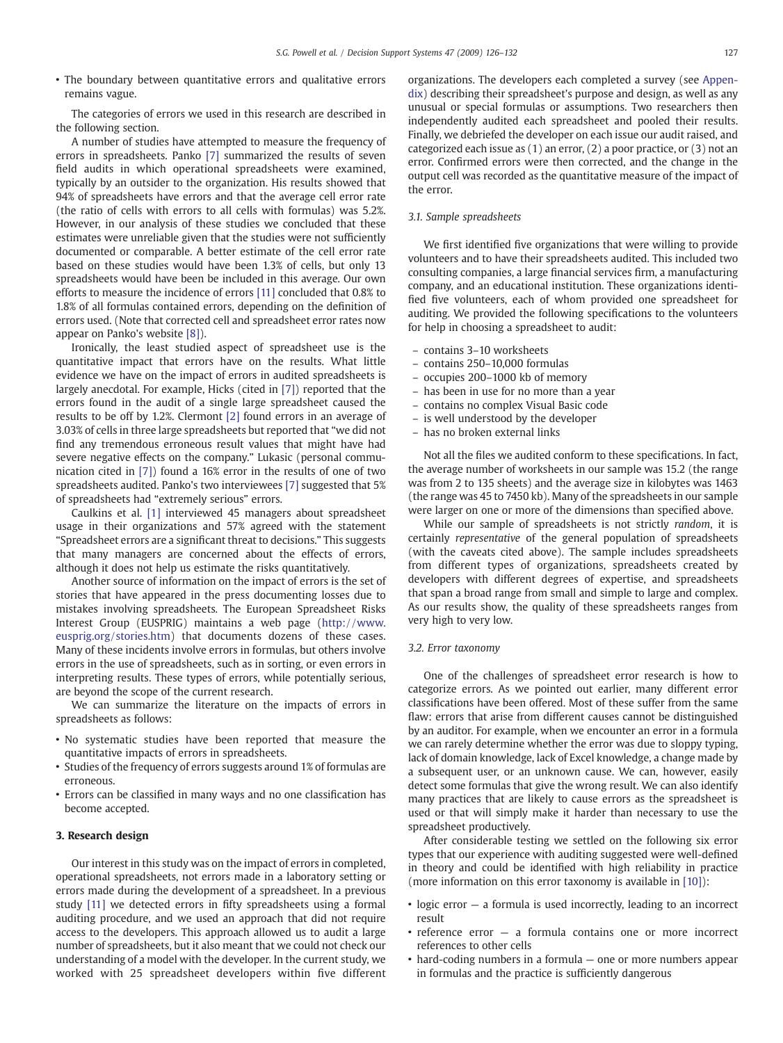- The boundary between quantitative errors and qualitative errors remains vague.

The categories of errors we used in this research are described in the following section.

A number of studies have attempted to measure the frequency of errors in spreadsheets. Panko [7] summarized the results of seven field audits in which operational spreadsheets were examined, typically by an outsider to the organization. His results showed that 94% of spreadsheets have errors and that the average cell error rate (the ratio of cells with errors to all cells with formulas) was 5.2%. However, in our analysis of these studies we concluded that these estimates were unreliable given that the studies were not sufficiently documented or comparable. A better estimate of the cell error rate based on these studies would have been 1.3% of cells, but only 13 spreadsheets would have been included in this average. Our own efforts to measure the incidence of errors [11] concluded that 0.8% to 1.8% of all formulas contained errors, depending on the definition of errors used. (Note that corrected cell and spreadsheet error rates now appear on Panko's website [8]).

Ironically, the least studied aspect of spreadsheet use is the quantitative impact that errors have on the results. What little evidence we have on the impact of errors in audited spreadsheets is largely anecdotal. For example, Hicks (cited in [7]) reported that the errors found in the audit of a single large spreadsheet caused the results to be off by 1.2%. Clermont [2] found errors in an average of 3.03% of cells in three large spreadsheets but reported that "we did not find any tremendous erroneous result values that might have had severe negative effects on the company." Lukasic (personal communication cited in [7]) found a 16% error in the results of one of two spreadsheets audited. Panko's two interviewees [7] suggested that 5% of spreadsheets had "extremely serious" errors.

Caulkins et al. [1] interviewed 45 managers about spreadsheet usage in their organizations and 57% agreed with the statement "Spreadsheet errors are a significant threat to decisions." This suggests that many managers are concerned about the effects of errors, although it does not help us estimate the risks quantitatively.

Another source of information on the impact of errors is the set of stories that have appeared in the press documenting losses due to mistakes involving spreadsheets. The European Spreadsheet Risks Interest Group (EUSPRIG) maintains a web page (http://www.eusprig.org/stories.htm) that documents dozens of these cases. Many of these incidents involve errors in formulas, but others involve errors in the use of spreadsheets, such as in sorting, or even errors in interpreting results. These types of errors, while potentially serious, are beyond the scope of the current research.

We can summarize the literature on the impacts of errors in spreadsheets as follows:

- No systematic studies have been reported that measure the quantitative impacts of errors in spreadsheets.
- Studies of the frequency of errors suggests around 1% of formulas are erroneous.
- Errors can be classified in many ways and no one classification has become accepted.

## 3. Research design

Our interest in this study was on the impact of errors in completed, operational spreadsheets, not errors made in a laboratory setting or errors made during the development of a spreadsheet. In a previous study [11] we detected errors in fifty spreadsheets using a formal auditing procedure, and we used an approach that did not require access to the developers. This approach allowed us to audit a large number of spreadsheets, but it also meant that we could not check our understanding of a model with the developer. In the current study, we worked with 25 spreadsheet developers within five different organizations. The developers each completed a survey (see Appendix) describing their spreadsheet's purpose and design, as well as any unusual or special formulas or assumptions. Two researchers then independently audited each spreadsheet and pooled their results. Finally, we debriefed the developer on each issue our audit raised, and categorized each issue as (1) an error, (2) a poor practice, or (3) not an error. Confirmed errors were then corrected, and the change in the output cell was recorded as the quantitative measure of the impact of the error.

### 3.1. Sample spreadsheets

We first identified five organizations that were willing to provide volunteers and to have their spreadsheets audited. This included two consulting companies, a large financial services firm, a manufacturing company, and an educational institution. These organizations identified five volunteers, each of whom provided one spreadsheet for auditing. We provided the following specifications to the volunteers for help in choosing a spreadsheet to audit:

- contains 3–10 worksheets
- contains 250–10,000 formulas
- occupies 200–1000 kb of memory
- has been in use for no more than a year
- contains no complex Visual Basic code
- is well understood by the developer
- has no broken external links

Not all the files we audited conform to these specifications. In fact, the average number of worksheets in our sample was 15.2 (the range was from 2 to 135 sheets) and the average size in kilobytes was 1463 (the range was 45 to 7450 kb). Many of the spreadsheets in our sample were larger on one or more of the dimensions than specified above.

While our sample of spreadsheets is not strictly *random*, it is certainly *representative* of the general population of spreadsheets (with the caveats cited above). The sample includes spreadsheets from different types of organizations, spreadsheets created by developers with different degrees of expertise, and spreadsheets that span a broad range from small and simple to large and complex. As our results show, the quality of these spreadsheets ranges from very high to very low.

### 3.2. Error taxonomy

One of the challenges of spreadsheet error research is how to categorize errors. As we pointed out earlier, many different error classifications have been offered. Most of these suffer from the same flaw: errors that arise from different causes cannot be distinguished by an auditor. For example, when we encounter an error in a formula we can rarely determine whether the error was due to sloppy typing, lack of domain knowledge, lack of Excel knowledge, a change made by a subsequent user, or an unknown cause. We can, however, easily detect some formulas that give the wrong result. We can also identify many practices that are likely to cause errors as the spreadsheet is used or that will simply make it harder than necessary to use the spreadsheet productively.

After considerable testing we settled on the following six error types that our experience with auditing suggested were well-defined in theory and could be identified with high reliability in practice (more information on this error taxonomy is available in [10]):

- logic error — a formula is used incorrectly, leading to an incorrect result
- reference error — a formula contains one or more incorrect references to other cells
- hard-coding numbers in a formula — one or more numbers appear in formulas and the practice is sufficiently dangerous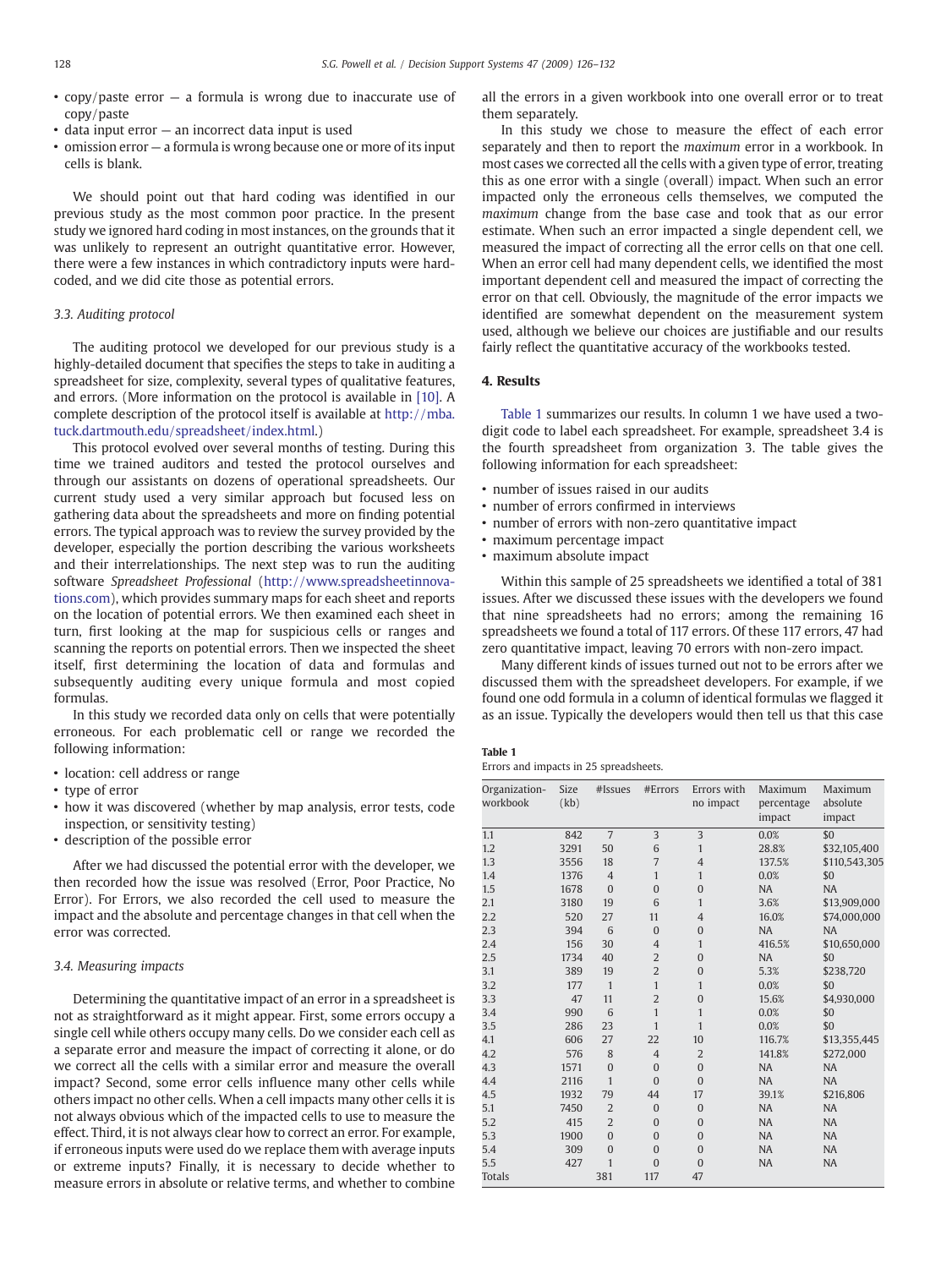- copy/paste error — a formula is wrong due to inaccurate use of copy/paste
- data input error — an incorrect data input is used
- omission error — a formula is wrong because one or more of its input cells is blank.

We should point out that hard coding was identified in our previous study as the most common poor practice. In the present study we ignored hard coding in most instances, on the grounds that it was unlikely to represent an outright quantitative error. However, there were a few instances in which contradictory inputs were hard-coded, and we did cite those as potential errors.

### 3.3. Auditing protocol

The auditing protocol we developed for our previous study is a highly-detailed document that specifies the steps to take in auditing a spreadsheet for size, complexity, several types of qualitative features, and errors. (More information on the protocol is available in [10]. A complete description of the protocol itself is available at http://mba.tuck.dartmouth.edu/spreadsheet/index.html.)

This protocol evolved over several months of testing. During this time we trained auditors and tested the protocol ourselves and through our assistants on dozens of operational spreadsheets. Our current study used a very similar approach but focused less on gathering data about the spreadsheets and more on finding potential errors. The typical approach was to review the survey provided by the developer, especially the portion describing the various worksheets and their interrelationships. The next step was to run the auditing software *Spreadsheet Professional* (http://www.spreadsheetinnovations.com), which provides summary maps for each sheet and reports on the location of potential errors. We then examined each sheet in turn, first looking at the map for suspicious cells or ranges and scanning the reports on potential errors. Then we inspected the sheet itself, first determining the location of data and formulas and subsequently auditing every unique formula and most copied formulas.

In this study we recorded data only on cells that were potentially erroneous. For each problematic cell or range we recorded the following information:

- location: cell address or range
- type of error
- how it was discovered (whether by map analysis, error tests, code inspection, or sensitivity testing)
- description of the possible error

After we had discussed the potential error with the developer, we then recorded how the issue was resolved (Error, Poor Practice, No Error). For Errors, we also recorded the cell used to measure the impact and the absolute and percentage changes in that cell when the error was corrected.

### 3.4. Measuring impacts

Determining the quantitative impact of an error in a spreadsheet is not as straightforward as it might appear. First, some errors occupy a single cell while others occupy many cells. Do we consider each cell as a separate error and measure the impact of correcting it alone, or do we correct all the cells with a similar error and measure the overall impact? Second, some error cells influence many other cells while others impact no other cells. When a cell impacts many other cells it is not always obvious which of the impacted cells to use to measure the effect. Third, it is not always clear how to correct an error. For example, if erroneous inputs were used do we replace them with average inputs or extreme inputs? Finally, it is necessary to decide whether to measure errors in absolute or relative terms, and whether to combine all the errors in a given workbook into one overall error or to treat them separately.

In this study we chose to measure the effect of each error separately and then to report the *maximum* error in a workbook. In most cases we corrected all the cells with a given type of error, treating this as one error with a single (overall) impact. When such an error impacted only the erroneous cells themselves, we computed the *maximum* change from the base case and took that as our error estimate. When such an error impacted a single dependent cell, we measured the impact of correcting all the error cells on that one cell. When an error cell had many dependent cells, we identified the most important dependent cell and measured the impact of correcting the error on that cell. Obviously, the magnitude of the error impacts we identified are somewhat dependent on the measurement system used, although we believe our choices are justifiable and our results fairly reflect the quantitative accuracy of the workbooks tested.

## 4. Results

Table 1 summarizes our results. In column 1 we have used a two-digit code to label each spreadsheet. For example, spreadsheet 3.4 is the fourth spreadsheet from organization 3. The table gives the following information for each spreadsheet:

- number of issues raised in our audits
- number of errors confirmed in interviews
- number of errors with non-zero quantitative impact
- maximum percentage impact
- maximum absolute impact

Within this sample of 25 spreadsheets we identified a total of 381 issues. After we discussed these issues with the developers we found that nine spreadsheets had no errors; among the remaining 16 spreadsheets we found a total of 117 errors. Of these 117 errors, 47 had zero quantitative impact, leaving 70 errors with non-zero impact.

Many different kinds of issues turned out not to be errors after we discussed them with the spreadsheet developers. For example, if we found one odd formula in a column of identical formulas we flagged it as an issue. Typically the developers would then tell us that this case

**Table 1**
Errors and impacts in 25 spreadsheets.

| Organization-workbook | Size (kb) | #Issues | #Errors | Errors with no impact | Maximum percentage impact | Maximum absolute impact |
|---|---|---|---|---|---|---|
| 1.1 | 842 | 7 | 3 | 3 | 0.0% | $0 |
| 1.2 | 3291 | 50 | 6 | 1 | 28.8% | $32,105,400 |
| 1.3 | 3556 | 18 | 7 | 4 | 137.5% | $110,543,305 |
| 1.4 | 1376 | 4 | 1 | 1 | 0.0% | $0 |
| 1.5 | 1678 | 0 | 0 | 0 | NA | NA |
| 2.1 | 3180 | 19 | 6 | 1 | 3.6% | $13,909,000 |
| 2.2 | 520 | 27 | 11 | 4 | 16.0% | $74,000,000 |
| 2.3 | 394 | 6 | 0 | 0 | NA | NA |
| 2.4 | 156 | 30 | 4 | 1 | 416.5% | $10,650,000 |
| 2.5 | 1734 | 40 | 2 | 0 | NA | $0 |
| 3.1 | 389 | 19 | 2 | 0 | 5.3% | $238,720 |
| 3.2 | 177 | 1 | 1 | 1 | 0.0% | $0 |
| 3.3 | 47 | 11 | 2 | 0 | 15.6% | $4,930,000 |
| 3.4 | 990 | 6 | 1 | 1 | 0.0% | $0 |
| 3.5 | 286 | 23 | 1 | 1 | 0.0% | $0 |
| 4.1 | 606 | 27 | 22 | 10 | 116.7% | $13,355,445 |
| 4.2 | 576 | 8 | 4 | 2 | 141.8% | $272,000 |
| 4.3 | 1571 | 0 | 0 | 0 | NA | NA |
| 4.4 | 2116 | 1 | 0 | 0 | NA | NA |
| 4.5 | 1932 | 79 | 44 | 17 | 39.1% | $216,806 |
| 5.1 | 7450 | 2 | 0 | 0 | NA | NA |
| 5.2 | 415 | 2 | 0 | 0 | NA | NA |
| 5.3 | 1900 | 0 | 0 | 0 | NA | NA |
| 5.4 | 309 | 0 | 0 | 0 | NA | NA |
| 5.5 | 427 | 1 | 0 | 0 | NA | NA |
| Totals | | 381 | 117 | 47 | | |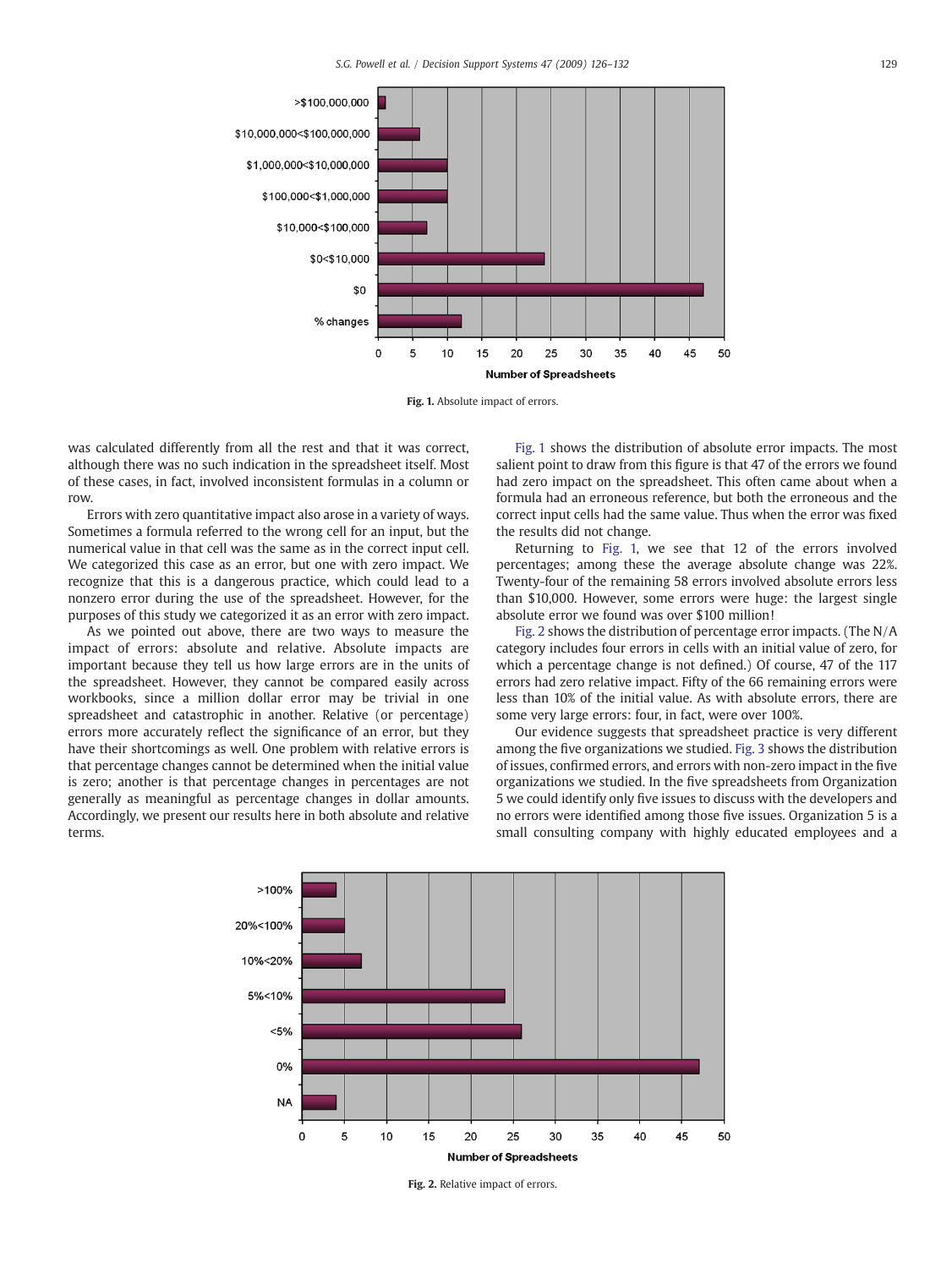>$100,000,000
$10,000,000<$100,000,000
$1,000,000<$10,000,000
$100,000<$1,000,000
$10,000<$100,000
$0<$10,000
$0
% changes

0 5 10 15 20 25 30 35 40 45 50

Number of Spreadsheets

**Fig. 1.** Absolute impact of errors.

was calculated differently from all the rest and that it was correct, although there was no such indication in the spreadsheet itself. Most of these cases, in fact, involved inconsistent formulas in a column or row.

Errors with zero quantitative impact also arose in a variety of ways. Sometimes a formula referred to the wrong cell for an input, but the numerical value in that cell was the same as in the correct input cell. We categorized this case as an error, but one with zero impact. We recognize that this is a dangerous practice, which could lead to a nonzero error during the use of the spreadsheet. However, for the purposes of this study we categorized it as an error with zero impact.

As we pointed out above, there are two ways to measure the impact of errors: absolute and relative. Absolute impacts are important because they tell us how large errors are in the units of the spreadsheet. However, they cannot be compared easily across workbooks, since a million dollar error may be trivial in one spreadsheet and catastrophic in another. Relative (or percentage) errors more accurately reflect the significance of an error, but they have their shortcomings as well. One problem with relative errors is that percentage changes cannot be determined when the initial value is zero; another is that percentage changes in percentages are not generally as meaningful as percentage changes in dollar amounts. Accordingly, we present our results here in both absolute and relative terms.

Fig. 1 shows the distribution of absolute error impacts. The most salient point to draw from this figure is that 47 of the errors we found had zero impact on the spreadsheet. This often came about when a formula had an erroneous reference, but both the erroneous and the correct input cells had the same value. Thus when the error was fixed the results did not change.

Returning to Fig. 1, we see that 12 of the errors involved percentages; among these the average absolute change was 22%. Twenty-four of the remaining 58 errors involved absolute errors less than $10,000. However, some errors were huge: the largest single absolute error we found was over $100 million!

Fig. 2 shows the distribution of percentage error impacts. (The N/A category includes four errors in cells with an initial value of zero, for which a percentage change is not defined.) Of course, 47 of the 117 errors had zero relative impact. Fifty of the 66 remaining errors were less than 10% of the initial value. As with absolute errors, there are some very large errors: four, in fact, were over 100%.

Our evidence suggests that spreadsheet practice is very different among the five organizations we studied. Fig. 3 shows the distribution of issues, confirmed errors, and errors with non-zero impact in the five organizations we studied. In the five spreadsheets from Organization 5 we could identify only five issues to discuss with the developers and no errors were identified among those five issues. Organization 5 is a small consulting company with highly educated employees and a

>100%
20%<100%
10%<20%
5%<10%
<5%
0%
NA

0 5 10 15 20 25 30 35 40 45 50

Number of Spreadsheets

**Fig. 2.** Relative impact of errors.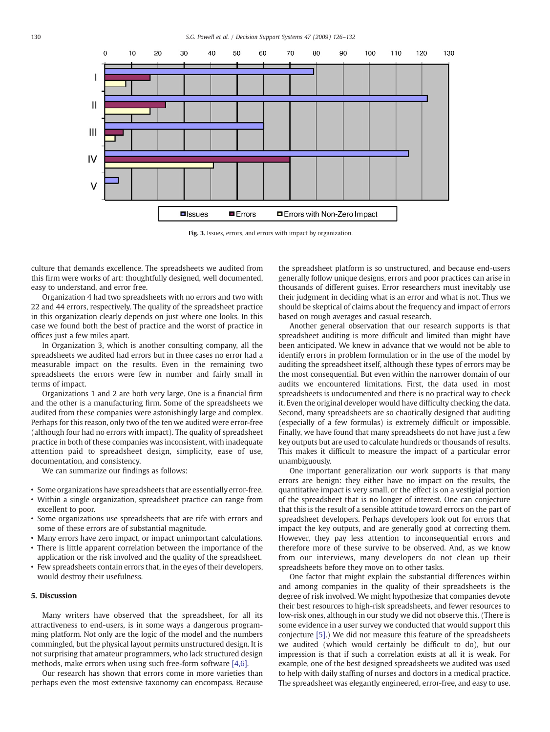0 10 20 30 40 50 60 70 80 90 100 110 120 130

I

II

III

IV

V

Issues Errors Errors with Non-Zero Impact

**Fig. 3.** Issues, errors, and errors with impact by organization.

culture that demands excellence. The spreadsheets we audited from this firm were works of art: thoughtfully designed, well documented, easy to understand, and error free.

Organization 4 had two spreadsheets with no errors and two with 22 and 44 errors, respectively. The quality of the spreadsheet practice in this organization clearly depends on just where one looks. In this case we found both the best of practice and the worst of practice in offices just a few miles apart.

In Organization 3, which is another consulting company, all the spreadsheets we audited had errors but in three cases no error had a measurable impact on the results. Even in the remaining two spreadsheets the errors were few in number and fairly small in terms of impact.

Organizations 1 and 2 are both very large. One is a financial firm and the other is a manufacturing firm. Some of the spreadsheets we audited from these companies were astonishingly large and complex. Perhaps for this reason, only two of the ten we audited were error-free (although four had no errors with impact). The quality of spreadsheet practice in both of these companies was inconsistent, with inadequate attention paid to spreadsheet design, simplicity, ease of use, documentation, and consistency.

We can summarize our findings as follows:

- Some organizations have spreadsheets that are essentially error-free.
- Within a single organization, spreadsheet practice can range from excellent to poor.
- Some organizations use spreadsheets that are rife with errors and some of these errors are of substantial magnitude.
- Many errors have zero impact, or impact unimportant calculations.
- There is little apparent correlation between the importance of the application or the risk involved and the quality of the spreadsheet.
- Few spreadsheets contain errors that, in the eyes of their developers, would destroy their usefulness.

## 5. Discussion

Many writers have observed that the spreadsheet, for all its attractiveness to end-users, is in some ways a dangerous programming platform. Not only are the logic of the model and the numbers commingled, but the physical layout permits unstructured design. It is not surprising that amateur programmers, who lack structured design methods, make errors when using such free-form software [4,6].

Our research has shown that errors come in more varieties than perhaps even the most extensive taxonomy can encompass. Because the spreadsheet platform is so unstructured, and because end-users generally follow unique designs, errors and poor practices can arise in thousands of different guises. Error researchers must inevitably use their judgment in deciding what is an error and what is not. Thus we should be skeptical of claims about the frequency and impact of errors based on rough averages and casual research.

Another general observation that our research supports is that spreadsheet auditing is more difficult and limited than might have been anticipated. We knew in advance that we would not be able to identify errors in problem formulation or in the use of the model by auditing the spreadsheet itself, although these types of errors may be the most consequential. But even within the narrower domain of our audits we encountered limitations. First, the data used in most spreadsheets is undocumented and there is no practical way to check it. Even the original developer would have difficulty checking the data. Second, many spreadsheets are so chaotically designed that auditing (especially of a few formulas) is extremely difficult or impossible. Finally, we have found that many spreadsheets do not have just a few key outputs but are used to calculate hundreds or thousands of results. This makes it difficult to measure the impact of a particular error unambiguously.

One important generalization our work supports is that many errors are benign: they either have no impact on the results, the quantitative impact is very small, or the effect is on a vestigial portion of the spreadsheet that is no longer of interest. One can conjecture that this is the result of a sensible attitude toward errors on the part of spreadsheet developers. Perhaps developers look out for errors that impact the key outputs, and are generally good at correcting them. However, they pay less attention to inconsequential errors and therefore more of these survive to be observed. And, as we know from our interviews, many developers do not clean up their spreadsheets before they move on to other tasks.

One factor that might explain the substantial differences within and among companies in the quality of their spreadsheets is the degree of risk involved. We might hypothesize that companies devote their best resources to high-risk spreadsheets, and fewer resources to low-risk ones, although in our study we did not observe this. (There is some evidence in a user survey we conducted that would support this conjecture [5].) We did not measure this feature of the spreadsheets we audited (which would certainly be difficult to do), but our impression is that if such a correlation exists at all it is weak. For example, one of the best designed spreadsheets we audited was used to help with daily staffing of nurses and doctors in a medical practice. The spreadsheet was elegantly engineered, error-free, and easy to use.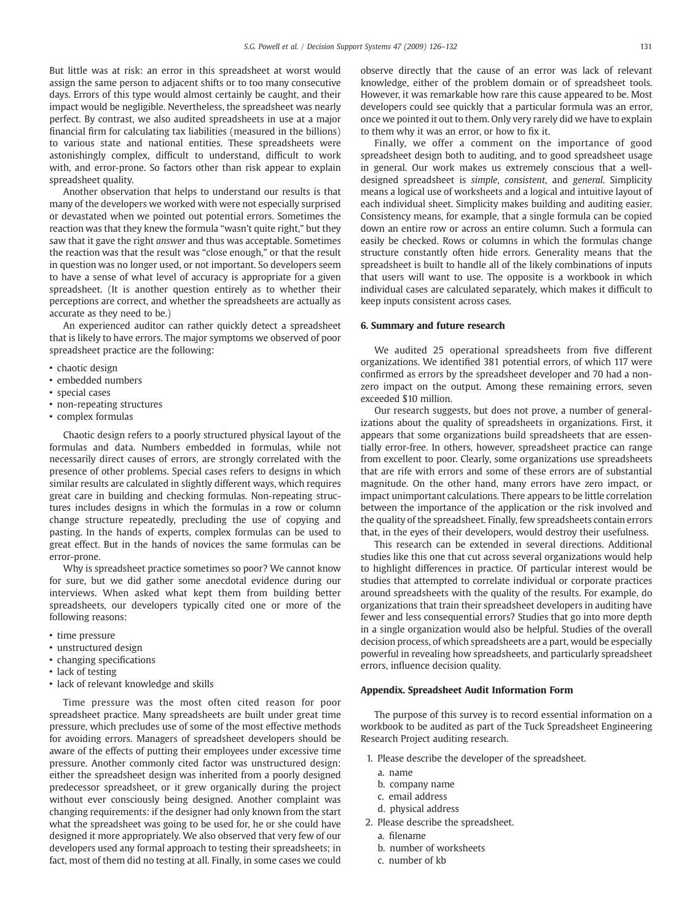But little was at risk: an error in this spreadsheet at worst would assign the same person to adjacent shifts or to too many consecutive days. Errors of this type would almost certainly be caught, and their impact would be negligible. Nevertheless, the spreadsheet was nearly perfect. By contrast, we also audited spreadsheets in use at a major financial firm for calculating tax liabilities (measured in the billions) to various state and national entities. These spreadsheets were astonishingly complex, difficult to understand, difficult to work with, and error-prone. So factors other than risk appear to explain spreadsheet quality.

Another observation that helps to understand our results is that many of the developers we worked with were not especially surprised or devastated when we pointed out potential errors. Sometimes the reaction was that they knew the formula "wasn't quite right," but they saw that it gave the right *answer* and thus was acceptable. Sometimes the reaction was that the result was "close enough," or that the result in question was no longer used, or not important. So developers seem to have a sense of what level of accuracy is appropriate for a given spreadsheet. (It is another question entirely as to whether their perceptions are correct, and whether the spreadsheets are actually as accurate as they need to be.)

An experienced auditor can rather quickly detect a spreadsheet that is likely to have errors. The major symptoms we observed of poor spreadsheet practice are the following:

- chaotic design
- embedded numbers
- special cases
- non-repeating structures
- complex formulas

Chaotic design refers to a poorly structured physical layout of the formulas and data. Numbers embedded in formulas, while not necessarily direct causes of errors, are strongly correlated with the presence of other problems. Special cases refers to designs in which similar results are calculated in slightly different ways, which requires great care in building and checking formulas. Non-repeating structures includes designs in which the formulas in a row or column change structure repeatedly, precluding the use of copying and pasting. In the hands of experts, complex formulas can be used to great effect. But in the hands of novices the same formulas can be error-prone.

Why is spreadsheet practice sometimes so poor? We cannot know for sure, but we did gather some anecdotal evidence during our interviews. When asked what kept them from building better spreadsheets, our developers typically cited one or more of the following reasons:

- time pressure
- unstructured design
- changing specifications
- lack of testing
- lack of relevant knowledge and skills

Time pressure was the most often cited reason for poor spreadsheet practice. Many spreadsheets are built under great time pressure, which precludes use of some of the most effective methods for avoiding errors. Managers of spreadsheet developers should be aware of the effects of putting their employees under excessive time pressure. Another commonly cited factor was unstructured design: either the spreadsheet design was inherited from a poorly designed predecessor spreadsheet, or it grew organically during the project without ever consciously being designed. Another complaint was changing requirements: if the designer had only known from the start what the spreadsheet was going to be used for, he or she could have designed it more appropriately. We also observed that very few of our developers used any formal approach to testing their spreadsheets; in fact, most of them did no testing at all. Finally, in some cases we could observe directly that the cause of an error was lack of relevant knowledge, either of the problem domain or of spreadsheet tools. However, it was remarkable how rare this cause appeared to be. Most developers could see quickly that a particular formula was an error, once we pointed it out to them. Only very rarely did we have to explain to them why it was an error, or how to fix it.

Finally, we offer a comment on the importance of good spreadsheet design both to auditing, and to good spreadsheet usage in general. Our work makes us extremely conscious that a well-designed spreadsheet is *simple*, *consistent*, and *general*. Simplicity means a logical use of worksheets and a logical and intuitive layout of each individual sheet. Simplicity makes building and auditing easier. Consistency means, for example, that a single formula can be copied down an entire row or across an entire column. Such a formula can easily be checked. Rows or columns in which the formulas change structure constantly often hide errors. Generality means that the spreadsheet is built to handle all of the likely combinations of inputs that users will want to use. The opposite is a workbook in which individual cases are calculated separately, which makes it difficult to keep inputs consistent across cases.

## 6. Summary and future research

We audited 25 operational spreadsheets from five different organizations. We identified 381 potential errors, of which 117 were confirmed as errors by the spreadsheet developer and 70 had a non-zero impact on the output. Among these remaining errors, seven exceeded $10 million.

Our research suggests, but does not prove, a number of generalizations about the quality of spreadsheets in organizations. First, it appears that some organizations build spreadsheets that are essentially error-free. In others, however, spreadsheet practice can range from excellent to poor. Clearly, some organizations use spreadsheets that are rife with errors and some of these errors are of substantial magnitude. On the other hand, many errors have zero impact, or impact unimportant calculations. There appears to be little correlation between the importance of the application or the risk involved and the quality of the spreadsheet. Finally, few spreadsheets contain errors that, in the eyes of their developers, would destroy their usefulness.

This research can be extended in several directions. Additional studies like this one that cut across several organizations would help to highlight differences in practice. Of particular interest would be studies that attempted to correlate individual or corporate practices around spreadsheets with the quality of the results. For example, do organizations that train their spreadsheet developers in auditing have fewer and less consequential errors? Studies that go into more depth in a single organization would also be helpful. Studies of the overall decision process, of which spreadsheets are a part, would be especially powerful in revealing how spreadsheets, and particularly spreadsheet errors, influence decision quality.

## Appendix. Spreadsheet Audit Information Form

The purpose of this survey is to record essential information on a workbook to be audited as part of the Tuck Spreadsheet Engineering Research Project auditing research.

1. Please describe the developer of the spreadsheet.
   a. name
   b. company name
   c. email address
   d. physical address
2. Please describe the spreadsheet.
   a. filename
   b. number of worksheets
   c. number of kb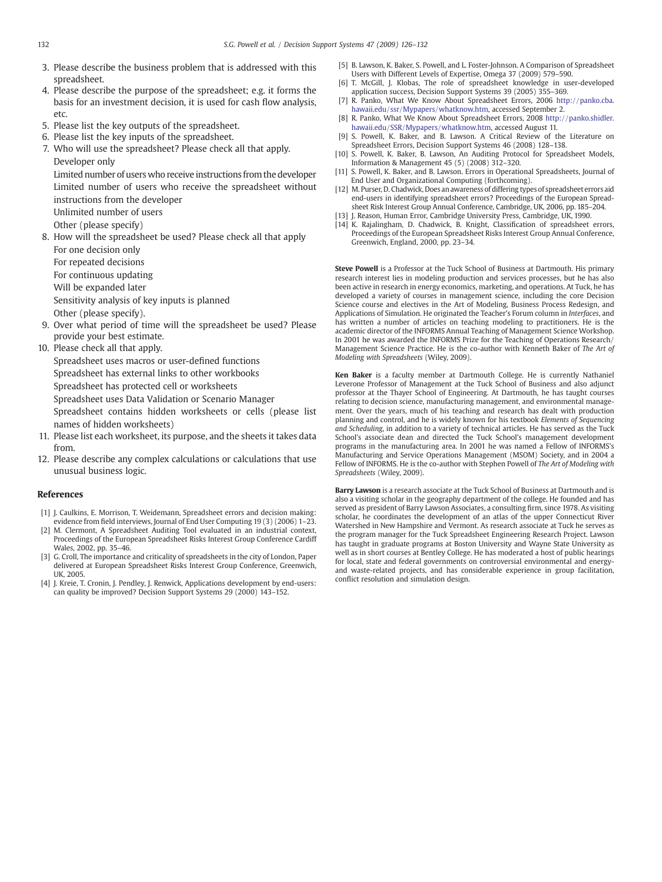3. Please describe the business problem that is addressed with this spreadsheet.
4. Please describe the purpose of the spreadsheet; e.g. it forms the basis for an investment decision, it is used for cash flow analysis, etc.
5. Please list the key outputs of the spreadsheet.
6. Please list the key inputs of the spreadsheet.
7. Who will use the spreadsheet? Please check all that apply.
   Developer only
   Limited number of users who receive instructions from the developer
   Limited number of users who receive the spreadsheet without instructions from the developer
   Unlimited number of users
   Other (please specify)
8. How will the spreadsheet be used? Please check all that apply
   For one decision only
   For repeated decisions
   For continuous updating
   Will be expanded later
   Sensitivity analysis of key inputs is planned
   Other (please specify).
9. Over what period of time will the spreadsheet be used? Please provide your best estimate.
10. Please check all that apply.
    Spreadsheet uses macros or user-defined functions
    Spreadsheet has external links to other workbooks
    Spreadsheet has protected cell or worksheets
    Spreadsheet uses Data Validation or Scenario Manager
    Spreadsheet contains hidden worksheets or cells (please list names of hidden worksheets)
11. Please list each worksheet, its purpose, and the sheets it takes data from.
12. Please describe any complex calculations or calculations that use unusual business logic.

## References

[1] J. Caulkins, E. Morrison, T. Weidemann, Spreadsheet errors and decision making: evidence from field interviews, Journal of End User Computing 19 (3) (2006) 1–23.

[2] M. Clermont, A Spreadsheet Auditing Tool evaluated in an industrial context, Proceedings of the European Spreadsheet Risks Interest Group Conference Cardiff Wales, 2002, pp. 35–46.

[3] G. Croll, The importance and criticality of spreadsheets in the city of London, Paper delivered at European Spreadsheet Risks Interest Group Conference, Greenwich, UK, 2005.

[4] J. Kreie, T. Cronin, J. Pendley, J. Renwick, Applications development by end-users: can quality be improved? Decision Support Systems 29 (2000) 143–152.

[5] B. Lawson, K. Baker, S. Powell, and L. Foster-Johnson. A Comparison of Spreadsheet Users with Different Levels of Expertise, Omega 37 (2009) 579–590.

[6] T. McGill, J. Klobas, The role of spreadsheet knowledge in user-developed application success, Decision Support Systems 39 (2005) 355–369.

[7] R. Panko, What We Know About Spreadsheet Errors, 2006 http://panko.cba.hawaii.edu/ssr/Mypapers/whatknow.htm, accessed September 2.

[8] R. Panko, What We Know About Spreadsheet Errors, 2008 http://panko.shidler.hawaii.edu/SSR/Mypapers/whatknow.htm, accessed August 11.

[9] S. Powell, K. Baker, and B. Lawson. A Critical Review of the Literature on Spreadsheet Errors, Decision Support Systems 46 (2008) 128–138.

[10] S. Powell, K. Baker, B. Lawson, An Auditing Protocol for Spreadsheet Models, Information & Management 45 (5) (2008) 312–320.

[11] S. Powell, K. Baker, and B. Lawson. Errors in Operational Spreadsheets, Journal of End User and Organizational Computing (forthcoming).

[12] M. Purser, D. Chadwick, Does an awareness of differing types of spreadsheet errors aid end-users in identifying spreadsheet errors? Proceedings of the European Spreadsheet Risk Interest Group Annual Conference, Cambridge, UK, 2006, pp. 185–204.

[13] J. Reason, Human Error, Cambridge University Press, Cambridge, UK, 1990.

[14] K. Rajalingham, D. Chadwick, B. Knight, Classification of spreadsheet errors, Proceedings of the European Spreadsheet Risks Interest Group Annual Conference, Greenwich, England, 2000, pp. 23–34.

**Steve Powell** is a Professor at the Tuck School of Business at Dartmouth. His primary research interest lies in modeling production and services processes, but he has also been active in research in energy economics, marketing, and operations. At Tuck, he has developed a variety of courses in management science, including the core Decision Science course and electives in the Art of Modeling, Business Process Redesign, and Applications of Simulation. He originated the Teacher's Forum column in *Interfaces*, and has written a number of articles on teaching modeling to practitioners. He is the academic director of the INFORMS Annual Teaching of Management Science Workshop. In 2001 he was awarded the INFORMS Prize for the Teaching of Operations Research/Management Science Practice. He is the co-author with Kenneth Baker of *The Art of Modeling with Spreadsheets* (Wiley, 2009).

**Ken Baker** is a faculty member at Dartmouth College. He is currently Nathaniel Leverone Professor of Management at the Tuck School of Business and also adjunct professor at the Thayer School of Engineering. At Dartmouth, he has taught courses relating to decision science, manufacturing management, and environmental management. Over the years, much of his teaching and research has dealt with production planning and control, and he is widely known for his textbook *Elements of Sequencing and Scheduling*, in addition to a variety of technical articles. He has served as the Tuck School's associate dean and directed the Tuck School's management development programs in the manufacturing area. In 2001 he was named a Fellow of INFORMS's Manufacturing and Service Operations Management (MSOM) Society, and in 2004 a Fellow of INFORMS. He is the co-author with Stephen Powell of *The Art of Modeling with Spreadsheets* (Wiley, 2009).

**Barry Lawson** is a research associate at the Tuck School of Business at Dartmouth and is also a visiting scholar in the geography department of the college. He founded and has served as president of Barry Lawson Associates, a consulting firm, since 1978. As visiting scholar, he coordinates the development of an atlas of the upper Connecticut River Watershed in New Hampshire and Vermont. As research associate at Tuck he serves as the program manager for the Tuck Spreadsheet Engineering Research Project. Lawson has taught in graduate programs at Boston University and Wayne State University as well as in short courses at Bentley College. He has moderated a host of public hearings for local, state and federal governments on controversial environmental and energy- and waste-related projects, and has considerable experience in group facilitation, conflict resolution and simulation design.